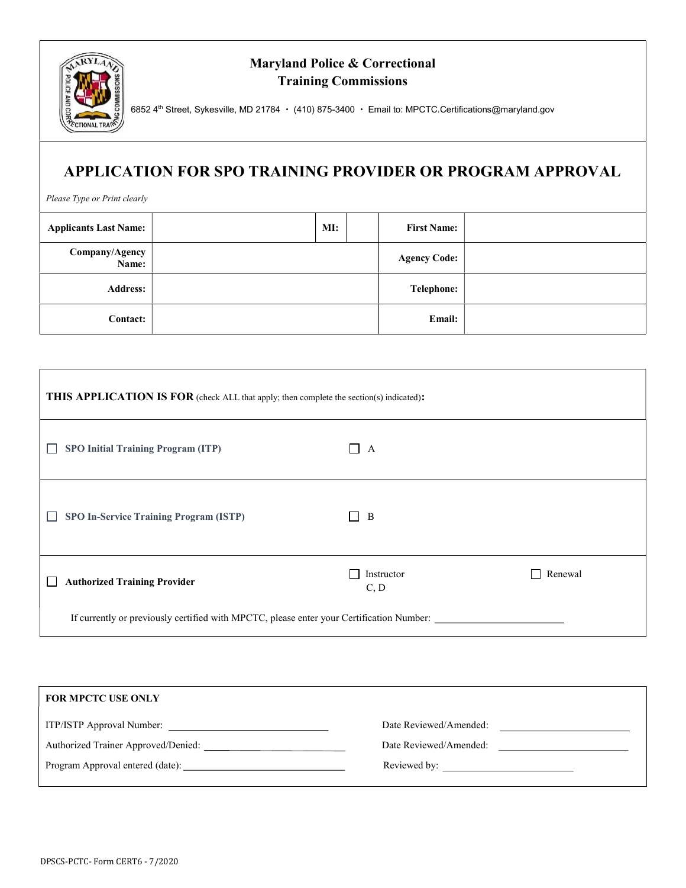**Maryland Police & Correctional Training Commissions**

6852 4th Street, Sykesville, MD 21784 · (410) 875-3400 · Email to: MPCTC.Certifications@maryland.gov

# APPLICATION FOR SPO TRAINING PROVIDER OR PROGRAM APPROVAL

*Please Type or Print clearly*

| Applicants Last Name: | | MI: | | First Name: | |
|---|---|---|---|---|---|
| Company/Agency Name: | | | | Agency Code: | |
| Address: | | | | Telephone: | |
| Contact: | | | | Email: | |

**THIS APPLICATION IS FOR** (check ALL that apply; then complete the section(s) indicated)**:**

| | | |
|---|---|---|
| ☐ **SPO Initial Training Program (ITP)** | ☐ A | |
| ☐ **SPO In-Service Training Program (ISTP)** | ☐ B | |
| ☐ **Authorized Training Provider** | ☐ Instructor C, D | ☐ Renewal |

If currently or previously certified with MPCTC, please enter your Certification Number: ________________________

**FOR MPCTC USE ONLY**

| | |
|---|---|
| ITP/ISTP Approval Number: ____________________ | Date Reviewed/Amended: ____________________ |
| Authorized Trainer Approved/Denied: ____________________ | Date Reviewed/Amended: ____________________ |
| Program Approval entered (date): ____________________ | Reviewed by: ____________________ |

DPSCS-PCTC- Form CERT6 - 7/2020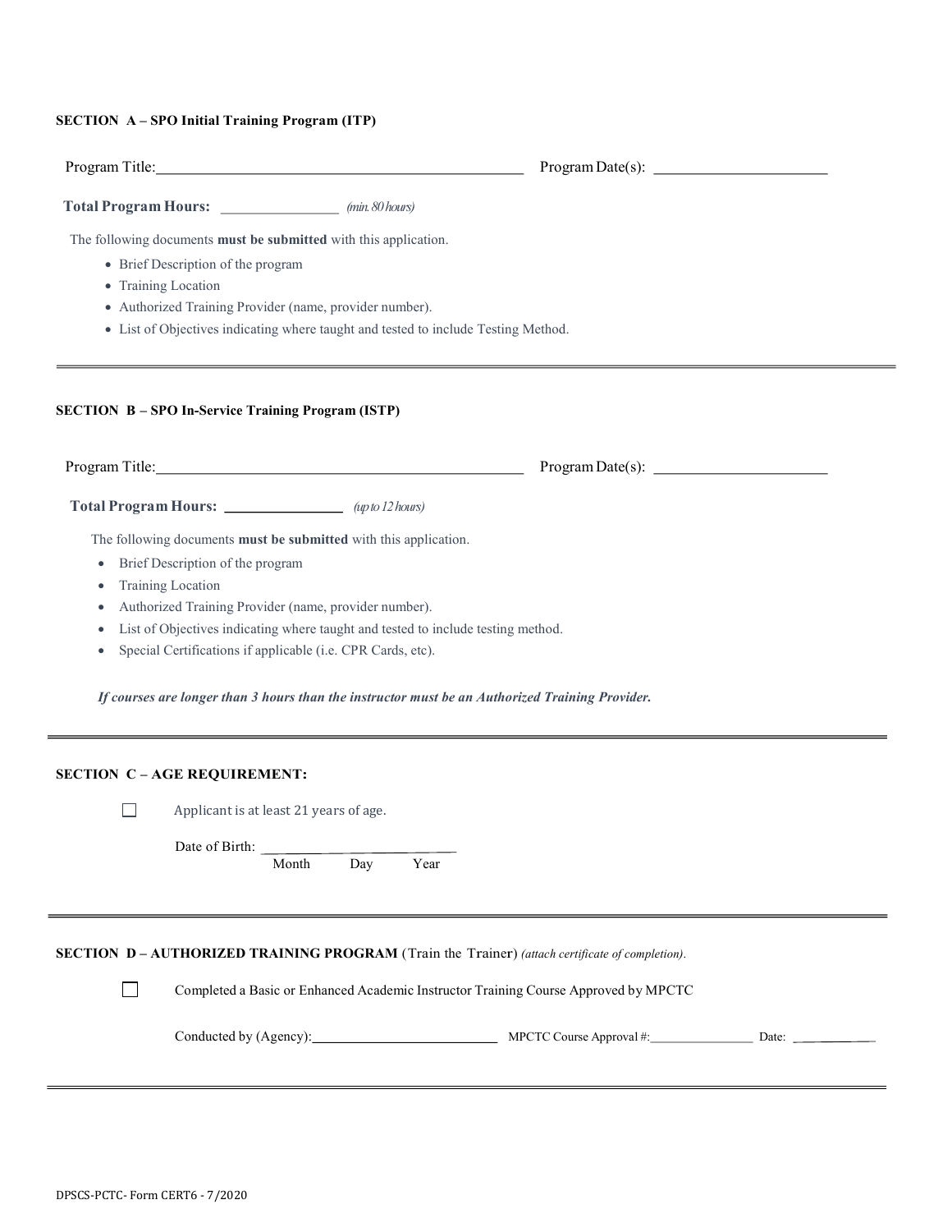**SECTION A – SPO Initial Training Program (ITP)**

Program Title:\_\_\_\_\_\_\_\_\_\_\_\_\_\_\_\_\_\_\_\_\_\_\_\_\_\_\_\_\_\_\_\_\_\_\_\_\_\_\_\_\_\_ Program Date(s): \_\_\_\_\_\_\_\_\_\_\_\_\_\_\_\_\_\_\_\_

**Total Program Hours:** \_\_\_\_\_\_\_\_\_\_\_\_\_\_ *(min. 80 hours)*

The following documents **must be submitted** with this application.

- Brief Description of the program
- Training Location
- Authorized Training Provider (name, provider number).
- List of Objectives indicating where taught and tested to include Testing Method.

---

**SECTION B – SPO In-Service Training Program (ISTP)**

Program Title:\_\_\_\_\_\_\_\_\_\_\_\_\_\_\_\_\_\_\_\_\_\_\_\_\_\_\_\_\_\_\_\_\_\_\_\_\_\_\_\_\_\_ Program Date(s): \_\_\_\_\_\_\_\_\_\_\_\_\_\_\_\_\_\_\_\_

**Total Program Hours:** \_\_\_\_\_\_\_\_\_\_\_\_\_\_ *(up to 12 hours)*

The following documents **must be submitted** with this application.

- Brief Description of the program
- Training Location
- Authorized Training Provider (name, provider number).
- List of Objectives indicating where taught and tested to include testing method.
- Special Certifications if applicable (i.e. CPR Cards, etc).

***If courses are longer than 3 hours than the instructor must be an Authorized Training Provider.***

---

**SECTION C – AGE REQUIREMENT:**

☐ Applicant is at least 21 years of age.

Date of Birth: \_\_\_\_\_\_\_\_\_\_\_\_\_\_\_\_\_\_\_\_
Month Day Year

---

**SECTION D – AUTHORIZED TRAINING PROGRAM** (Train the Trainer) *(attach certificate of completion).*

☐ Completed a Basic or Enhanced Academic Instructor Training Course Approved by MPCTC

Conducted by (Agency):\_\_\_\_\_\_\_\_\_\_\_\_\_\_\_\_\_\_\_\_\_\_\_\_ MPCTC Course Approval #:\_\_\_\_\_\_\_\_\_\_\_\_\_\_\_ Date: \_\_\_\_\_\_\_\_\_\_

---

DPSCS-PCTC- Form CERT6 - 7/2020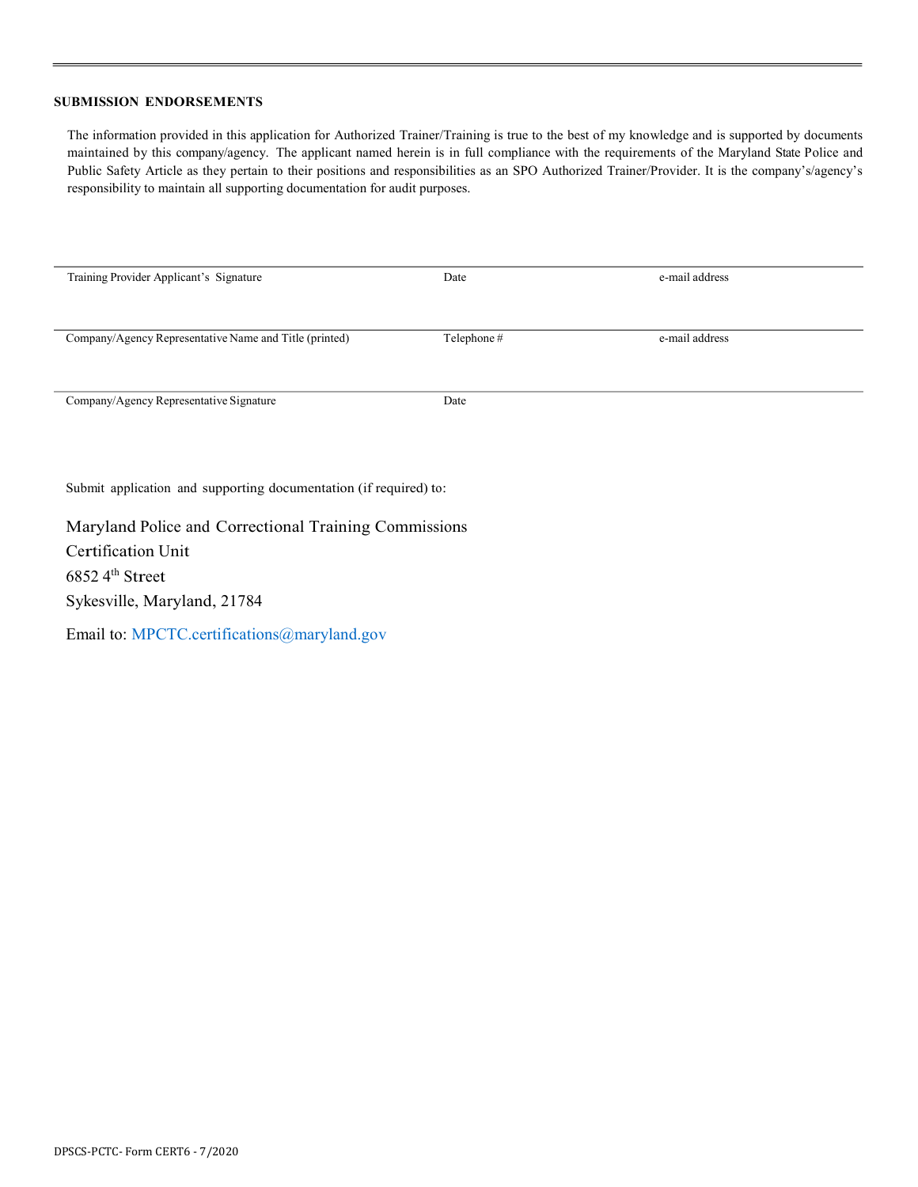**SUBMISSION ENDORSEMENTS**

The information provided in this application for Authorized Trainer/Training is true to the best of my knowledge and is supported by documents maintained by this company/agency. The applicant named herein is in full compliance with the requirements of the Maryland State Police and Public Safety Article as they pertain to their positions and responsibilities as an SPO Authorized Trainer/Provider. It is the company's/agency's responsibility to maintain all supporting documentation for audit purposes.

| | | |
|---|---|---|
| Training Provider Applicant's Signature | Date | e-mail address |
| Company/Agency Representative Name and Title (printed) | Telephone # | e-mail address |
| Company/Agency Representative Signature | Date | |

Submit application and supporting documentation (if required) to:

Maryland Police and Correctional Training Commissions
Certification Unit
6852 4th Street
Sykesville, Maryland, 21784

Email to: MPCTC.certifications@maryland.gov

DPSCS-PCTC- Form CERT6 - 7/2020